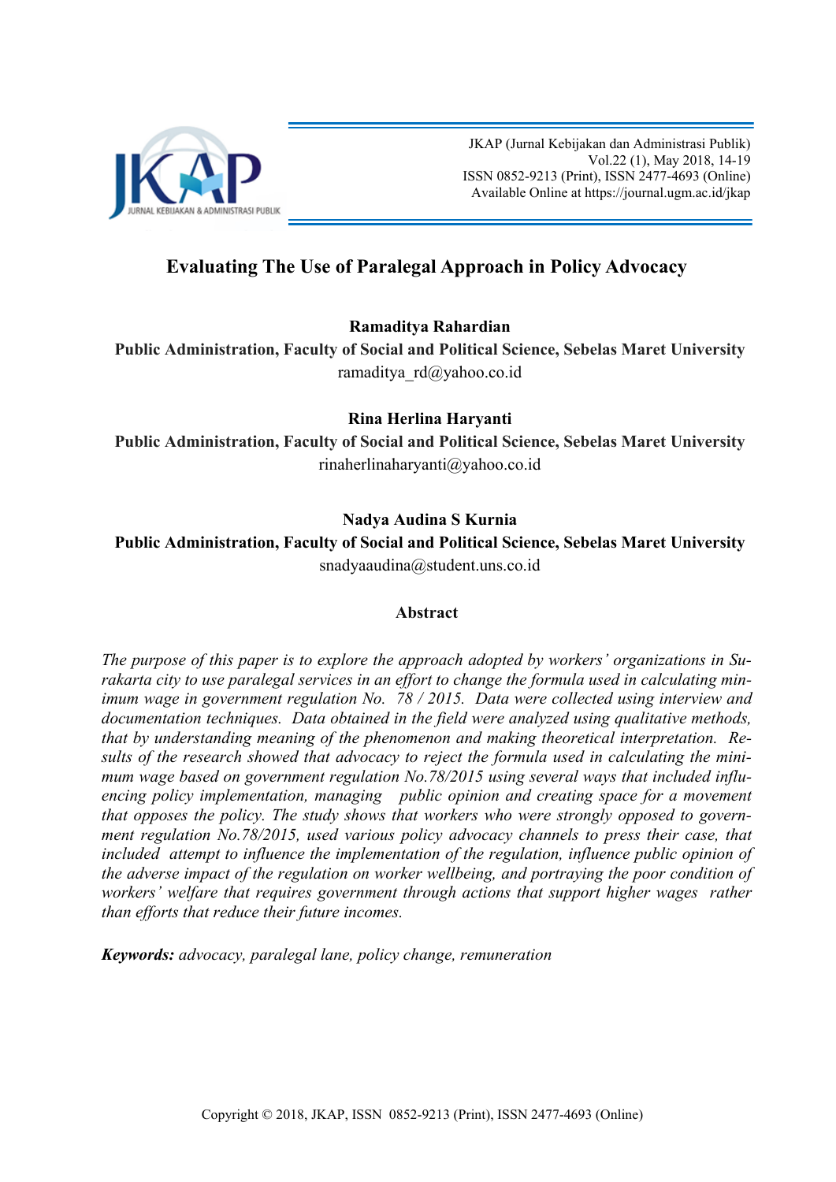# Evaluating The Use of Paralegal Approach in Policy Advocacy

**Ramaditya Rahardian**

**Public Administration, Faculty of Social and Political Science, Sebelas Maret University**

ramaditya_rd@yahoo.co.id

**Rina Herlina Haryanti**

**Public Administration, Faculty of Social and Political Science, Sebelas Maret University**

rinaherlinaharyanti@yahoo.co.id

**Nadya Audina S Kurnia**

**Public Administration, Faculty of Social and Political Science, Sebelas Maret University**

snadyaaudina@student.uns.co.id

## Abstract

*The purpose of this paper is to explore the approach adopted by workers' organizations in Surakarta city to use paralegal services in an effort to change the formula used in calculating minimum wage in government regulation No. 78 / 2015. Data were collected using interview and documentation techniques. Data obtained in the field were analyzed using qualitative methods, that by understanding meaning of the phenomenon and making theoretical interpretation. Results of the research showed that advocacy to reject the formula used in calculating the minimum wage based on government regulation No.78/2015 using several ways that included influencing policy implementation, managing public opinion and creating space for a movement that opposes the policy. The study shows that workers who were strongly opposed to government regulation No.78/2015, used various policy advocacy channels to press their case, that included attempt to influence the implementation of the regulation, influence public opinion of the adverse impact of the regulation on worker wellbeing, and portraying the poor condition of workers' welfare that requires government through actions that support higher wages rather than efforts that reduce their future incomes.*

***Keywords:*** *advocacy, paralegal lane, policy change, remuneration*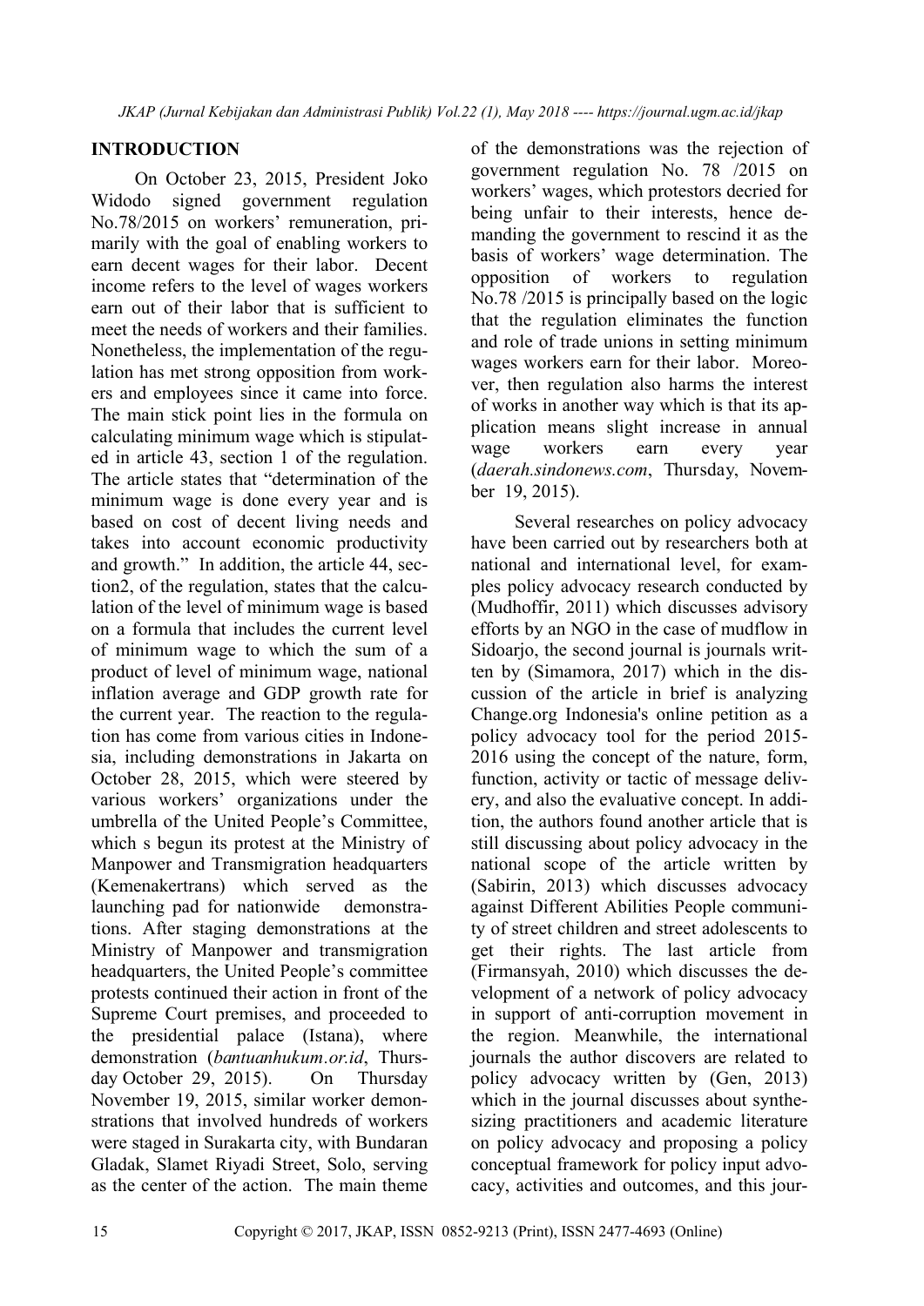## INTRODUCTION

On October 23, 2015, President Joko Widodo signed government regulation No.78/2015 on workers' remuneration, primarily with the goal of enabling workers to earn decent wages for their labor. Decent income refers to the level of wages workers earn out of their labor that is sufficient to meet the needs of workers and their families. Nonetheless, the implementation of the regulation has met strong opposition from workers and employees since it came into force. The main stick point lies in the formula on calculating minimum wage which is stipulated in article 43, section 1 of the regulation. The article states that "determination of the minimum wage is done every year and is based on cost of decent living needs and takes into account economic productivity and growth." In addition, the article 44, section2, of the regulation, states that the calculation of the level of minimum wage is based on a formula that includes the current level of minimum wage to which the sum of a product of level of minimum wage, national inflation average and GDP growth rate for the current year. The reaction to the regulation has come from various cities in Indonesia, including demonstrations in Jakarta on October 28, 2015, which were steered by various workers' organizations under the umbrella of the United People's Committee, which s begun its protest at the Ministry of Manpower and Transmigration headquarters (Kemenakertrans) which served as the launching pad for nationwide demonstrations. After staging demonstrations at the Ministry of Manpower and transmigration headquarters, the United People's committee protests continued their action in front of the Supreme Court premises, and proceeded to the presidential palace (Istana), where demonstration (*bantuanhukum.or.id*, Thursday October 29, 2015). On Thursday November 19, 2015, similar worker demonstrations that involved hundreds of workers were staged in Surakarta city, with Bundaran Gladak, Slamet Riyadi Street, Solo, serving as the center of the action. The main theme of the demonstrations was the rejection of government regulation No. 78 /2015 on workers' wages, which protestors decried for being unfair to their interests, hence demanding the government to rescind it as the basis of workers' wage determination. The opposition of workers to regulation No.78 /2015 is principally based on the logic that the regulation eliminates the function and role of trade unions in setting minimum wages workers earn for their labor. Moreover, then regulation also harms the interest of works in another way which is that its application means slight increase in annual wage workers earn every year (*daerah.sindonews.com*, Thursday, November 19, 2015).

Several researches on policy advocacy have been carried out by researchers both at national and international level, for examples policy advocacy research conducted by (Mudhoffir, 2011) which discusses advisory efforts by an NGO in the case of mudflow in Sidoarjo, the second journal is journals written by (Simamora, 2017) which in the discussion of the article in brief is analyzing Change.org Indonesia's online petition as a policy advocacy tool for the period 2015-2016 using the concept of the nature, form, function, activity or tactic of message delivery, and also the evaluative concept. In addition, the authors found another article that is still discussing about policy advocacy in the national scope of the article written by (Sabirin, 2013) which discusses advocacy against Different Abilities People community of street children and street adolescents to get their rights. The last article from (Firmansyah, 2010) which discusses the development of a network of policy advocacy in support of anti-corruption movement in the region. Meanwhile, the international journals the author discovers are related to policy advocacy written by (Gen, 2013) which in the journal discusses about synthesizing practitioners and academic literature on policy advocacy and proposing a policy conceptual framework for policy input advocacy, activities and outcomes, and this jour-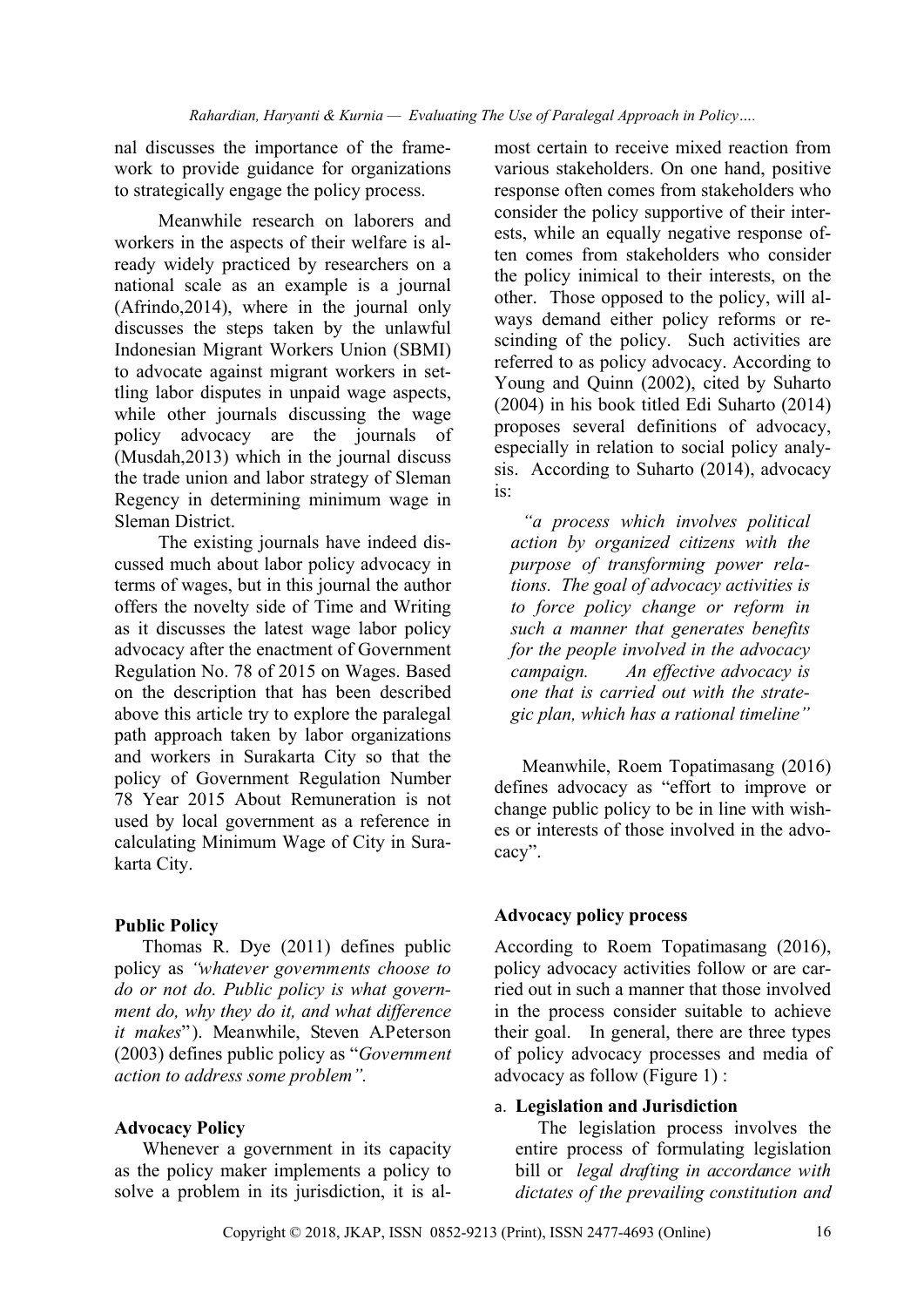nal discusses the importance of the framework to provide guidance for organizations to strategically engage the policy process.

Meanwhile research on laborers and workers in the aspects of their welfare is already widely practiced by researchers on a national scale as an example is a journal (Afrindo,2014), where in the journal only discusses the steps taken by the unlawful Indonesian Migrant Workers Union (SBMI) to advocate against migrant workers in settling labor disputes in unpaid wage aspects, while other journals discussing the wage policy advocacy are the journals of (Musdah,2013) which in the journal discuss the trade union and labor strategy of Sleman Regency in determining minimum wage in Sleman District.

The existing journals have indeed discussed much about labor policy advocacy in terms of wages, but in this journal the author offers the novelty side of Time and Writing as it discusses the latest wage labor policy advocacy after the enactment of Government Regulation No. 78 of 2015 on Wages. Based on the description that has been described above this article try to explore the paralegal path approach taken by labor organizations and workers in Surakarta City so that the policy of Government Regulation Number 78 Year 2015 About Remuneration is not used by local government as a reference in calculating Minimum Wage of City in Surakarta City.

### Public Policy

Thomas R. Dye (2011) defines public policy as *"whatever governments choose to do or not do. Public policy is what government do, why they do it, and what difference it makes"*). Meanwhile, Steven A.Peterson (2003) defines public policy as "*Government action to address some problem".*

### Advocacy Policy

Whenever a government in its capacity as the policy maker implements a policy to solve a problem in its jurisdiction, it is almost certain to receive mixed reaction from various stakeholders. On one hand, positive response often comes from stakeholders who consider the policy supportive of their interests, while an equally negative response often comes from stakeholders who consider the policy inimical to their interests, on the other. Those opposed to the policy, will always demand either policy reforms or rescinding of the policy. Such activities are referred to as policy advocacy. According to Young and Quinn (2002), cited by Suharto (2004) in his book titled Edi Suharto (2014) proposes several definitions of advocacy, especially in relation to social policy analysis. According to Suharto (2014), advocacy is:

> *"a process which involves political action by organized citizens with the purpose of transforming power relations. The goal of advocacy activities is to force policy change or reform in such a manner that generates benefits for the people involved in the advocacy campaign. An effective advocacy is one that is carried out with the strategic plan, which has a rational timeline"*

Meanwhile, Roem Topatimasang (2016) defines advocacy as "effort to improve or change public policy to be in line with wishes or interests of those involved in the advocacy".

### Advocacy policy process

According to Roem Topatimasang (2016), policy advocacy activities follow or are carried out in such a manner that those involved in the process consider suitable to achieve their goal. In general, there are three types of policy advocacy processes and media of advocacy as follow (Figure 1) :

a. **Legislation and Jurisdiction**

   The legislation process involves the entire process of formulating legislation bill or *legal drafting in accordance with dictates of the prevailing constitution and*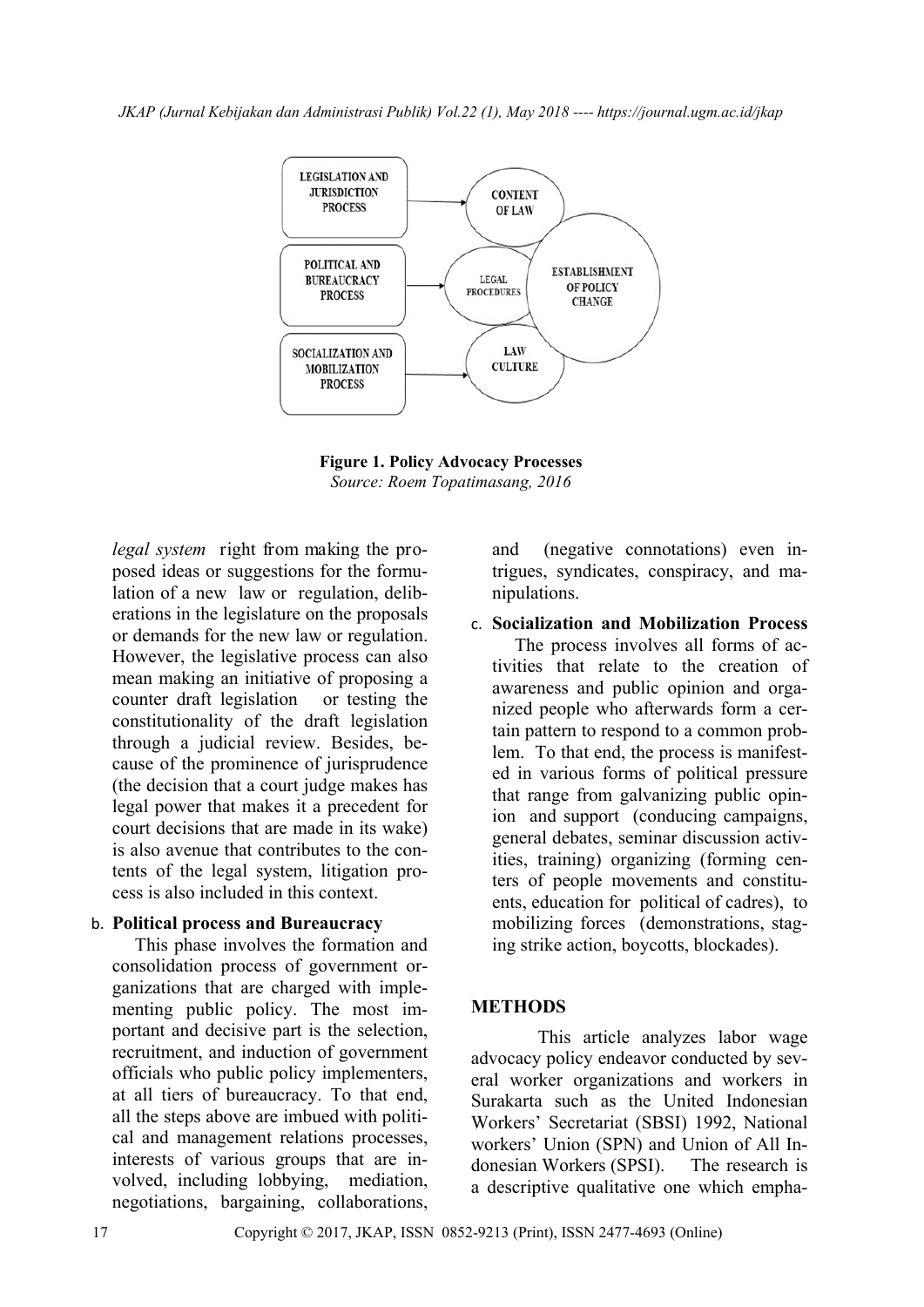**Figure 1. Policy Advocacy Processes**
*Source: Roem Topatimasang, 2016*

*legal system* right from making the proposed ideas or suggestions for the formulation of a new law or regulation, deliberations in the legislature on the proposals or demands for the new law or regulation. However, the legislative process can also mean making an initiative of proposing a counter draft legislation or testing the constitutionality of the draft legislation through a judicial review. Besides, because of the prominence of jurisprudence (the decision that a court judge makes has legal power that makes it a precedent for court decisions that are made in its wake) is also avenue that contributes to the contents of the legal system, litigation process is also included in this context.

b. **Political process and Bureaucracy**

This phase involves the formation and consolidation process of government organizations that are charged with implementing public policy. The most important and decisive part is the selection, recruitment, and induction of government officials who public policy implementers, at all tiers of bureaucracy. To that end, all the steps above are imbued with political and management relations processes, interests of various groups that are involved, including lobbying, mediation, negotiations, bargaining, collaborations, and (negative connotations) even intrigues, syndicates, conspiracy, and manipulations.

c. **Socialization and Mobilization Process**

The process involves all forms of activities that relate to the creation of awareness and public opinion and organized people who afterwards form a certain pattern to respond to a common problem. To that end, the process is manifested in various forms of political pressure that range from galvanizing public opinion and support (conducing campaigns, general debates, seminar discussion activities, training) organizing (forming centers of people movements and constituents, education for political of cadres), to mobilizing forces (demonstrations, staging strike action, boycotts, blockades).

## METHODS

This article analyzes labor wage advocacy policy endeavor conducted by several worker organizations and workers in Surakarta such as the United Indonesian Workers' Secretariat (SBSI) 1992, National workers' Union (SPN) and Union of All Indonesian Workers (SPSI). The research is a descriptive qualitative one which empha-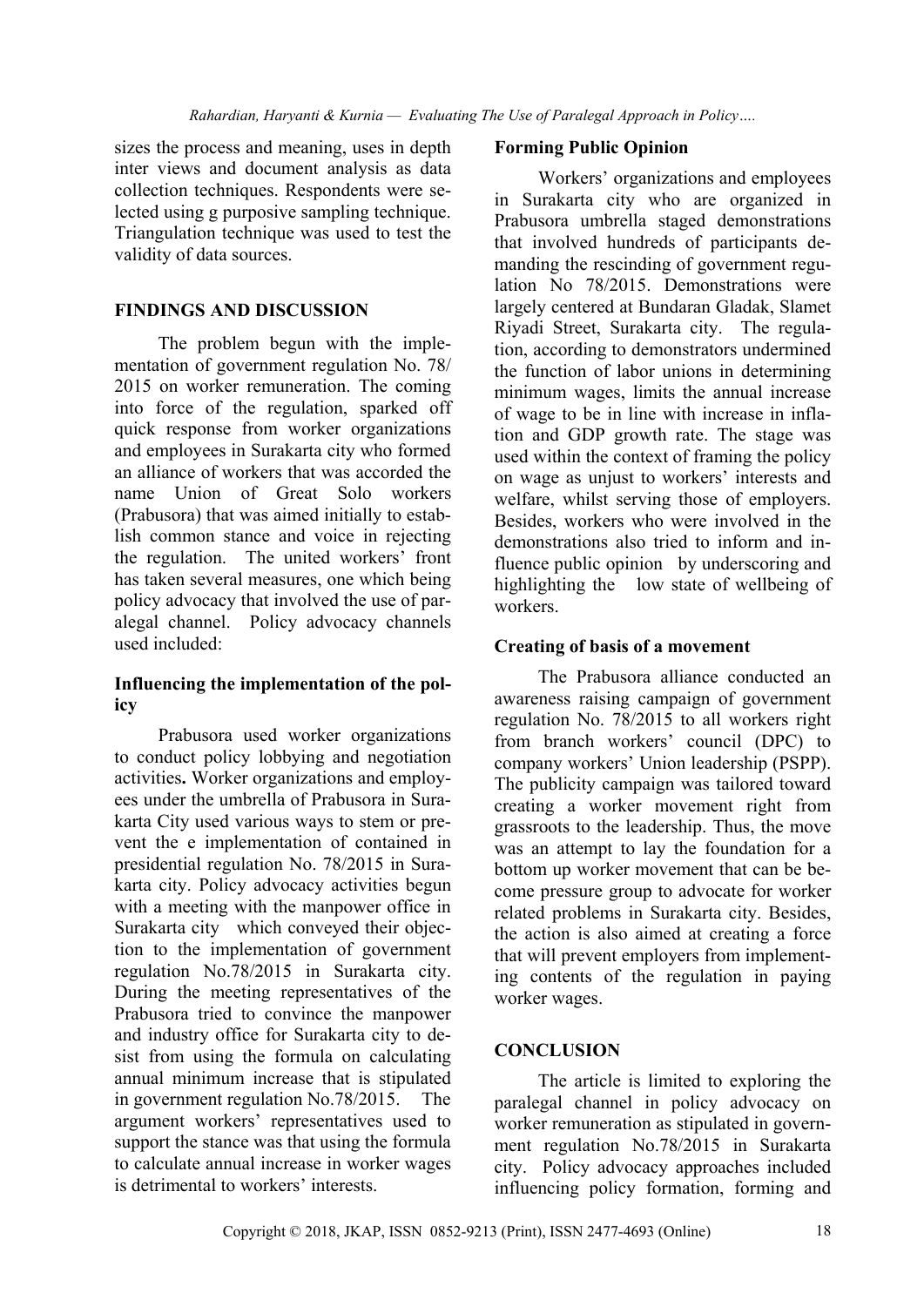sizes the process and meaning, uses in depth inter views and document analysis as data collection techniques. Respondents were selected using g purposive sampling technique. Triangulation technique was used to test the validity of data sources.

## FINDINGS AND DISCUSSION

The problem begun with the implementation of government regulation No. 78/ 2015 on worker remuneration. The coming into force of the regulation, sparked off quick response from worker organizations and employees in Surakarta city who formed an alliance of workers that was accorded the name Union of Great Solo workers (Prabusora) that was aimed initially to establish common stance and voice in rejecting the regulation. The united workers' front has taken several measures, one which being policy advocacy that involved the use of paralegal channel. Policy advocacy channels used included:

### Influencing the implementation of the policy

Prabusora used worker organizations to conduct policy lobbying and negotiation activities**.** Worker organizations and employees under the umbrella of Prabusora in Surakarta City used various ways to stem or prevent the e implementation of contained in presidential regulation No. 78/2015 in Surakarta city. Policy advocacy activities begun with a meeting with the manpower office in Surakarta city which conveyed their objection to the implementation of government regulation No.78/2015 in Surakarta city. During the meeting representatives of the Prabusora tried to convince the manpower and industry office for Surakarta city to desist from using the formula on calculating annual minimum increase that is stipulated in government regulation No.78/2015. The argument workers' representatives used to support the stance was that using the formula to calculate annual increase in worker wages is detrimental to workers' interests.

### Forming Public Opinion

Workers' organizations and employees in Surakarta city who are organized in Prabusora umbrella staged demonstrations that involved hundreds of participants demanding the rescinding of government regulation No 78/2015. Demonstrations were largely centered at Bundaran Gladak, Slamet Riyadi Street, Surakarta city. The regulation, according to demonstrators undermined the function of labor unions in determining minimum wages, limits the annual increase of wage to be in line with increase in inflation and GDP growth rate. The stage was used within the context of framing the policy on wage as unjust to workers' interests and welfare, whilst serving those of employers. Besides, workers who were involved in the demonstrations also tried to inform and influence public opinion by underscoring and highlighting the low state of wellbeing of workers.

### Creating of basis of a movement

The Prabusora alliance conducted an awareness raising campaign of government regulation No. 78/2015 to all workers right from branch workers' council (DPC) to company workers' Union leadership (PSPP). The publicity campaign was tailored toward creating a worker movement right from grassroots to the leadership. Thus, the move was an attempt to lay the foundation for a bottom up worker movement that can be become pressure group to advocate for worker related problems in Surakarta city. Besides, the action is also aimed at creating a force that will prevent employers from implementing contents of the regulation in paying worker wages.

## CONCLUSION

The article is limited to exploring the paralegal channel in policy advocacy on worker remuneration as stipulated in government regulation No.78/2015 in Surakarta city. Policy advocacy approaches included influencing policy formation, forming and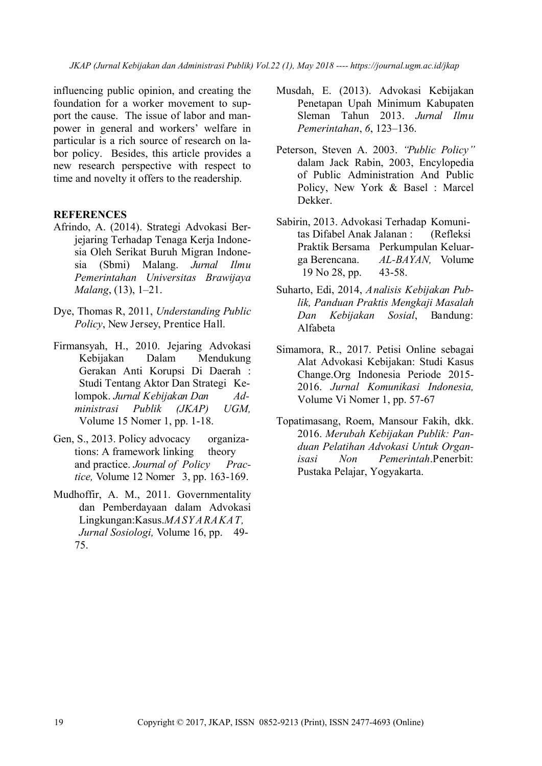influencing public opinion, and creating the foundation for a worker movement to support the cause. The issue of labor and manpower in general and workers' welfare in particular is a rich source of research on labor policy. Besides, this article provides a new research perspective with respect to time and novelty it offers to the readership.

## REFERENCES

Afrindo, A. (2014). Strategi Advokasi Berjejaring Terhadap Tenaga Kerja Indonesia Oleh Serikat Buruh Migran Indonesia (Sbmi) Malang. *Jurnal Ilmu Pemerintahan Universitas Brawijaya Malang*, (13), 1–21.

Dye, Thomas R, 2011, *Understanding Public Policy*, New Jersey, Prentice Hall.

Firmansyah, H., 2010. Jejaring Advokasi Kebijakan Dalam Mendukung Gerakan Anti Korupsi Di Daerah : Studi Tentang Aktor Dan Strategi Kelompok. *Jurnal Kebijakan Dan Administrasi Publik (JKAP) UGM,* Volume 15 Nomer 1, pp. 1-18.

Gen, S., 2013. Policy advocacy organizations: A framework linking theory and practice. *Journal of Policy Practice,* Volume 12 Nomer 3, pp. 163-169.

Mudhoffir, A. M., 2011. Governmentality dan Pemberdayaan dalam Advokasi Lingkungan:Kasus.*MASYARAKAT, Jurnal Sosiologi,* Volume 16, pp. 49-75.

Musdah, E. (2013). Advokasi Kebijakan Penetapan Upah Minimum Kabupaten Sleman Tahun 2013. *Jurnal Ilmu Pemerintahan*, *6*, 123–136.

Peterson, Steven A. 2003. *"Public Policy"* dalam Jack Rabin, 2003, Encylopedia of Public Administration And Public Policy, New York & Basel : Marcel Dekker.

Sabirin, 2013. Advokasi Terhadap Komunitas Difabel Anak Jalanan : (Refleksi Praktik Bersama Perkumpulan Keluarga Berencana. *AL-BAYAN,* Volume 19 No 28, pp. 43-58.

Suharto, Edi, 2014, *Analisis Kebijakan Publik, Panduan Praktis Mengkaji Masalah Dan Kebijakan Sosial*, Bandung: Alfabeta

Simamora, R., 2017. Petisi Online sebagai Alat Advokasi Kebijakan: Studi Kasus Change.Org Indonesia Periode 2015-2016. *Jurnal Komunikasi Indonesia,* Volume Vi Nomer 1, pp. 57-67

Topatimasang, Roem, Mansour Fakih, dkk. 2016. *Merubah Kebijakan Publik: Panduan Pelatihan Advokasi Untuk Organisasi Non Pemerintah*.Penerbit: Pustaka Pelajar, Yogyakarta.